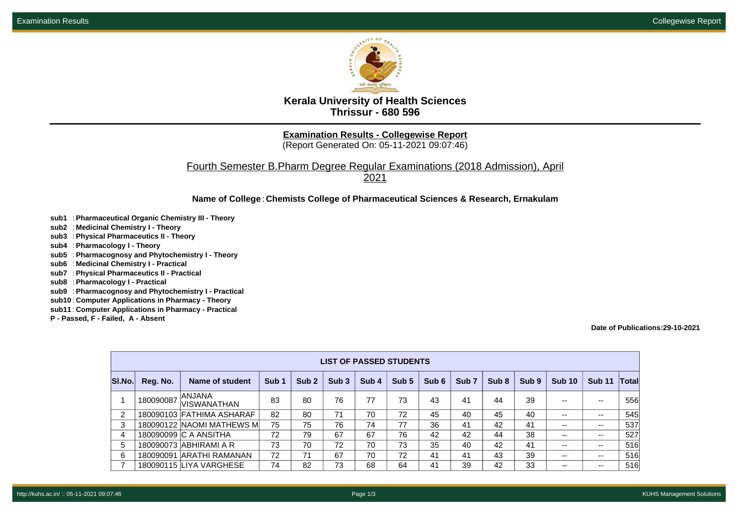# Kerala University of Health Sciences
## Thrissur - 680 596

**Examination Results - Collegewise Report**
(Report Generated On: 05-11-2021 09:07:46)

Fourth Semester B.Pharm Degree Regular Examinations (2018 Admission), April 2021

**Name of College** : **Chemists College of Pharmaceutical Sciences & Research, Ernakulam**

**sub1** : **Pharmaceutical Organic Chemistry III - Theory**
**sub2** : **Medicinal Chemistry I - Theory**
**sub3** : **Physical Pharmaceutics II - Theory**
**sub4** : **Pharmacology I - Theory**
**sub5** : **Pharmacognosy and Phytochemistry I - Theory**
**sub6** : **Medicinal Chemistry I - Practical**
**sub7** : **Physical Pharmaceutics II - Practical**
**sub8** : **Pharmacology I - Practical**
**sub9** : **Pharmacognosy and Phytochemistry I - Practical**
**sub10** : **Computer Applications in Pharmacy - Theory**
**sub11** : **Computer Applications in Pharmacy - Practical**
**P - Passed, F - Failed, A - Absent**

**Date of Publications:29-10-2021**

**LIST OF PASSED STUDENTS**

| Sl.No. | Reg. No. | Name of student | Sub 1 | Sub 2 | Sub 3 | Sub 4 | Sub 5 | Sub 6 | Sub 7 | Sub 8 | Sub 9 | Sub 10 | Sub 11 | Total |
|---|---|---|---|---|---|---|---|---|---|---|---|---|---|---|
| 1 | 180090087 | ANJANA VISWANATHAN | 83 | 80 | 76 | 77 | 73 | 43 | 41 | 44 | 39 | -- | -- | 556 |
| 2 | 180090103 | FATHIMA ASHARAF | 82 | 80 | 71 | 70 | 72 | 45 | 40 | 45 | 40 | -- | -- | 545 |
| 3 | 180090122 | NAOMI MATHEWS M | 75 | 75 | 76 | 74 | 77 | 36 | 41 | 42 | 41 | -- | -- | 537 |
| 4 | 180090099 | C A ANSITHA | 72 | 79 | 67 | 67 | 76 | 42 | 42 | 44 | 38 | -- | -- | 527 |
| 5 | 180090073 | ABHIRAMI A R | 73 | 70 | 72 | 70 | 73 | 35 | 40 | 42 | 41 | -- | -- | 516 |
| 6 | 180090091 | ARATHI RAMANAN | 72 | 71 | 67 | 70 | 72 | 41 | 41 | 43 | 39 | -- | -- | 516 |
| 7 | 180090115 | LIYA VARGHESE | 74 | 82 | 73 | 68 | 64 | 41 | 39 | 42 | 33 | -- | -- | 516 |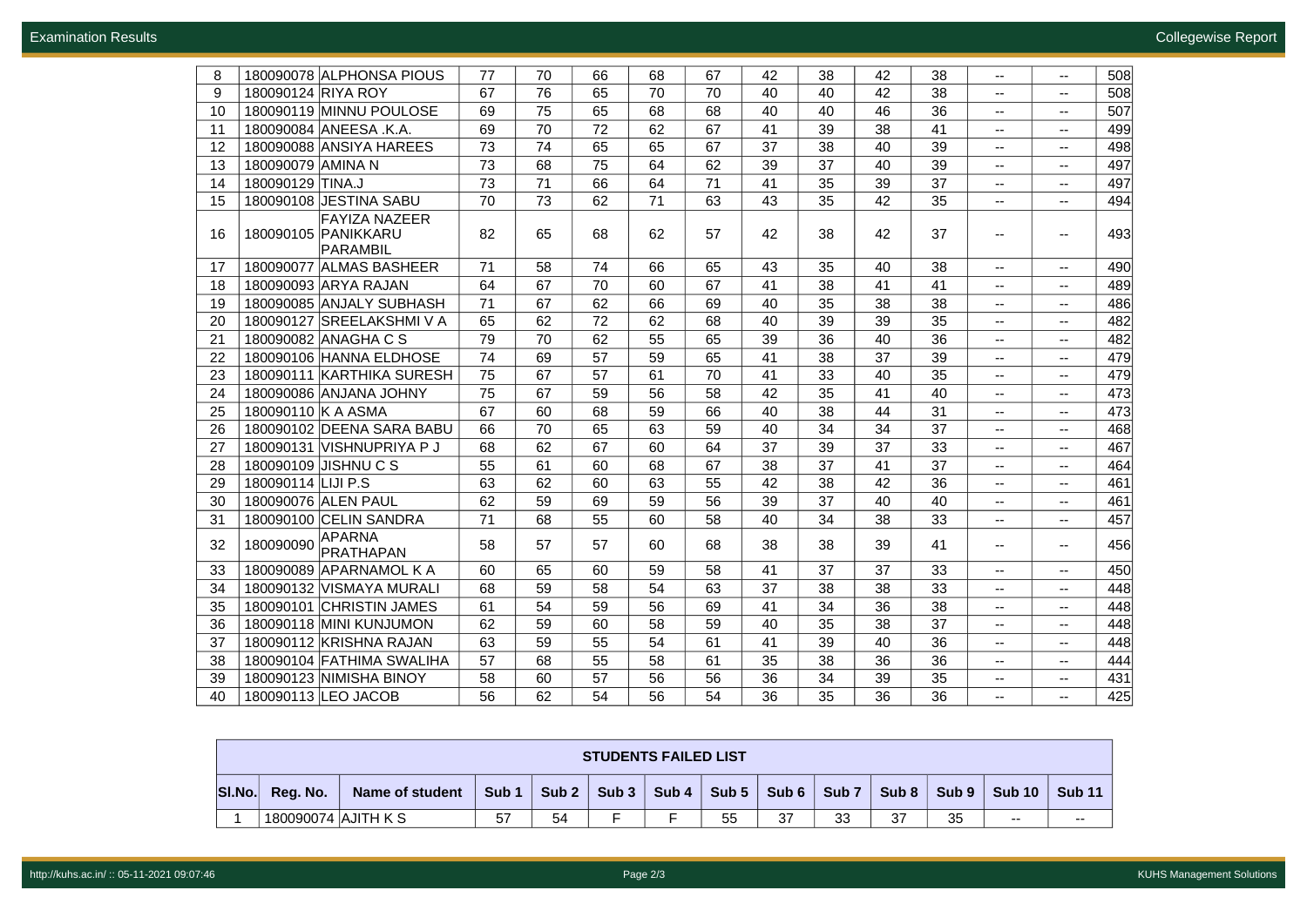| 8 | 180090078 | ALPHONSA PIOUS | 77 | 70 | 66 | 68 | 67 | 42 | 38 | 42 | 38 | -- | -- | 508 |
|---|---|---|---|---|---|---|---|---|---|---|---|---|---|---|
| 9 | 180090124 | RIYA ROY | 67 | 76 | 65 | 70 | 70 | 40 | 40 | 42 | 38 | -- | -- | 508 |
| 10 | 180090119 | MINNU POULOSE | 69 | 75 | 65 | 68 | 68 | 40 | 40 | 46 | 36 | -- | -- | 507 |
| 11 | 180090084 | ANEESA .K.A. | 69 | 70 | 72 | 62 | 67 | 41 | 39 | 38 | 41 | -- | -- | 499 |
| 12 | 180090088 | ANSIYA HAREES | 73 | 74 | 65 | 65 | 67 | 37 | 38 | 40 | 39 | -- | -- | 498 |
| 13 | 180090079 | AMINA N | 73 | 68 | 75 | 64 | 62 | 39 | 37 | 40 | 39 | -- | -- | 497 |
| 14 | 180090129 | TINA.J | 73 | 71 | 66 | 64 | 71 | 41 | 35 | 39 | 37 | -- | -- | 497 |
| 15 | 180090108 | JESTINA SABU | 70 | 73 | 62 | 71 | 63 | 43 | 35 | 42 | 35 | -- | -- | 494 |
| 16 | 180090105 | FAYIZA NAZEER PANIKKARU PARAMBIL | 82 | 65 | 68 | 62 | 57 | 42 | 38 | 42 | 37 | -- | -- | 493 |
| 17 | 180090077 | ALMAS BASHEER | 71 | 58 | 74 | 66 | 65 | 43 | 35 | 40 | 38 | -- | -- | 490 |
| 18 | 180090093 | ARYA RAJAN | 64 | 67 | 70 | 60 | 67 | 41 | 38 | 41 | 41 | -- | -- | 489 |
| 19 | 180090085 | ANJALY SUBHASH | 71 | 67 | 62 | 66 | 69 | 40 | 35 | 38 | 38 | -- | -- | 486 |
| 20 | 180090127 | SREELAKSHMI V A | 65 | 62 | 72 | 62 | 68 | 40 | 39 | 39 | 35 | -- | -- | 482 |
| 21 | 180090082 | ANAGHA C S | 79 | 70 | 62 | 55 | 65 | 39 | 36 | 40 | 36 | -- | -- | 482 |
| 22 | 180090106 | HANNA ELDHOSE | 74 | 69 | 57 | 59 | 65 | 41 | 38 | 37 | 39 | -- | -- | 479 |
| 23 | 180090111 | KARTHIKA SURESH | 75 | 67 | 57 | 61 | 70 | 41 | 33 | 40 | 35 | -- | -- | 479 |
| 24 | 180090086 | ANJANA JOHNY | 75 | 67 | 59 | 56 | 58 | 42 | 35 | 41 | 40 | -- | -- | 473 |
| 25 | 180090110 | K A ASMA | 67 | 60 | 68 | 59 | 66 | 40 | 38 | 44 | 31 | -- | -- | 473 |
| 26 | 180090102 | DEENA SARA BABU | 66 | 70 | 65 | 63 | 59 | 40 | 34 | 34 | 37 | -- | -- | 468 |
| 27 | 180090131 | VISHNUPRIYA P J | 68 | 62 | 67 | 60 | 64 | 37 | 39 | 37 | 33 | -- | -- | 467 |
| 28 | 180090109 | JISHNU C S | 55 | 61 | 60 | 68 | 67 | 38 | 37 | 41 | 37 | -- | -- | 464 |
| 29 | 180090114 | LIJI P.S | 63 | 62 | 60 | 63 | 55 | 42 | 38 | 42 | 36 | -- | -- | 461 |
| 30 | 180090076 | ALEN PAUL | 62 | 59 | 69 | 59 | 56 | 39 | 37 | 40 | 40 | -- | -- | 461 |
| 31 | 180090100 | CELIN SANDRA | 71 | 68 | 55 | 60 | 58 | 40 | 34 | 38 | 33 | -- | -- | 457 |
| 32 | 180090090 | APARNA PRATHAPAN | 58 | 57 | 57 | 60 | 68 | 38 | 38 | 39 | 41 | -- | -- | 456 |
| 33 | 180090089 | APARNAMOL K A | 60 | 65 | 60 | 59 | 58 | 41 | 37 | 37 | 33 | -- | -- | 450 |
| 34 | 180090132 | VISMAYA MURALI | 68 | 59 | 58 | 54 | 63 | 37 | 38 | 38 | 33 | -- | -- | 448 |
| 35 | 180090101 | CHRISTIN JAMES | 61 | 54 | 59 | 56 | 69 | 41 | 34 | 36 | 38 | -- | -- | 448 |
| 36 | 180090118 | MINI KUNJUMON | 62 | 59 | 60 | 58 | 59 | 40 | 35 | 38 | 37 | -- | -- | 448 |
| 37 | 180090112 | KRISHNA RAJAN | 63 | 59 | 55 | 54 | 61 | 41 | 39 | 40 | 36 | -- | -- | 448 |
| 38 | 180090104 | FATHIMA SWALIHA | 57 | 68 | 55 | 58 | 61 | 35 | 38 | 36 | 36 | -- | -- | 444 |
| 39 | 180090123 | NIMISHA BINOY | 58 | 60 | 57 | 56 | 56 | 36 | 34 | 39 | 35 | -- | -- | 431 |
| 40 | 180090113 | LEO JACOB | 56 | 62 | 54 | 56 | 54 | 36 | 35 | 36 | 36 | -- | -- | 425 |

**STUDENTS FAILED LIST**

| Sl.No. | Reg. No. | Name of student | Sub 1 | Sub 2 | Sub 3 | Sub 4 | Sub 5 | Sub 6 | Sub 7 | Sub 8 | Sub 9 | Sub 10 | Sub 11 |
|---|---|---|---|---|---|---|---|---|---|---|---|---|---|
| 1 | 180090074 | AJITH K S | 57 | 54 | F | F | 55 | 37 | 33 | 37 | 35 | -- | -- |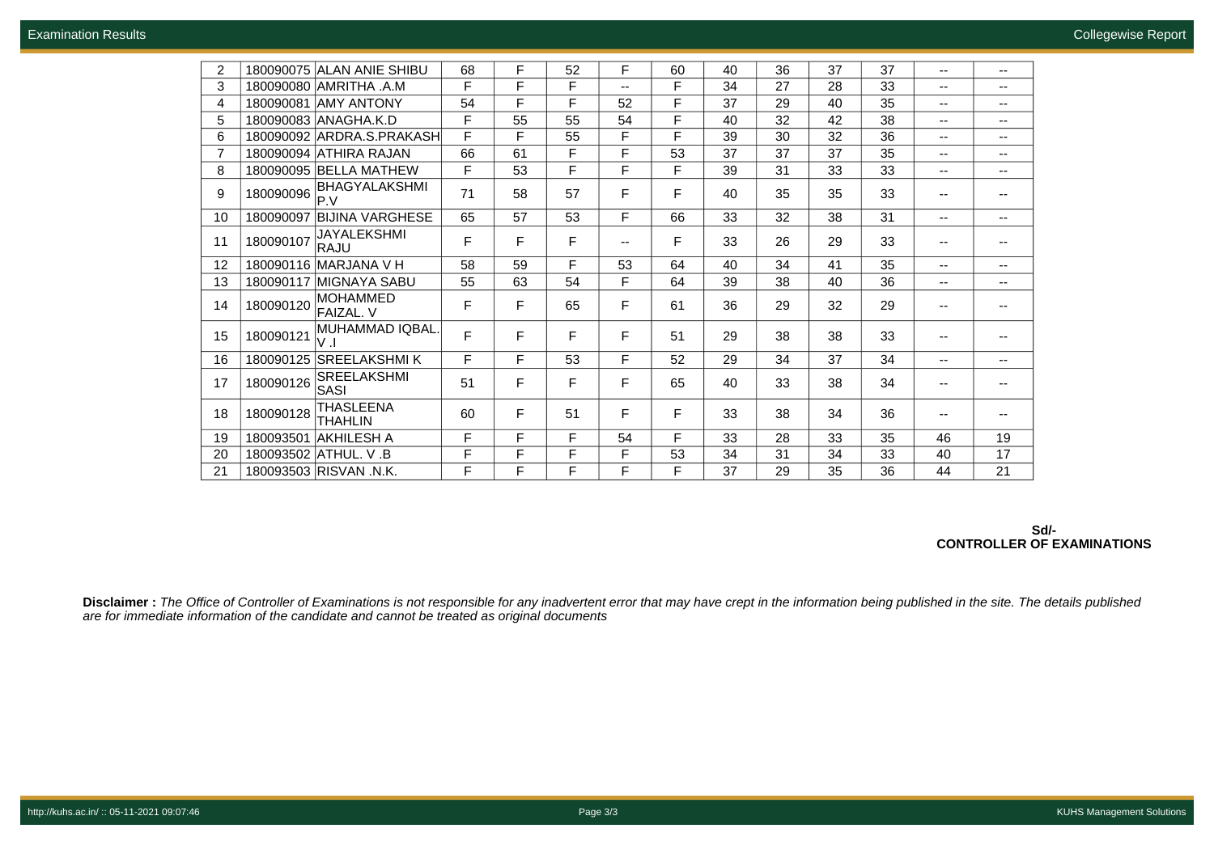| | | | | | | | | | | | | | |
|---|---|---|---|---|---|---|---|---|---|---|---|---|---|
| 2 | 180090075 | ALAN ANIE SHIBU | 68 | F | 52 | F | 60 | 40 | 36 | 37 | 37 | -- | -- |
| 3 | 180090080 | AMRITHA .A.M | F | F | F | -- | F | 34 | 27 | 28 | 33 | -- | -- |
| 4 | 180090081 | AMY ANTONY | 54 | F | F | 52 | F | 37 | 29 | 40 | 35 | -- | -- |
| 5 | 180090083 | ANAGHA.K.D | F | 55 | 55 | 54 | F | 40 | 32 | 42 | 38 | -- | -- |
| 6 | 180090092 | ARDRA.S.PRAKASH | F | F | 55 | F | F | 39 | 30 | 32 | 36 | -- | -- |
| 7 | 180090094 | ATHIRA RAJAN | 66 | 61 | F | F | 53 | 37 | 37 | 37 | 35 | -- | -- |
| 8 | 180090095 | BELLA MATHEW | F | 53 | F | F | F | 39 | 31 | 33 | 33 | -- | -- |
| 9 | 180090096 | BHAGYALAKSHMI P.V | 71 | 58 | 57 | F | F | 40 | 35 | 35 | 33 | -- | -- |
| 10 | 180090097 | BIJINA VARGHESE | 65 | 57 | 53 | F | 66 | 33 | 32 | 38 | 31 | -- | -- |
| 11 | 180090107 | JAYALEKSHMI RAJU | F | F | F | -- | F | 33 | 26 | 29 | 33 | -- | -- |
| 12 | 180090116 | MARJANA V H | 58 | 59 | F | 53 | 64 | 40 | 34 | 41 | 35 | -- | -- |
| 13 | 180090117 | MIGNAYA SABU | 55 | 63 | 54 | F | 64 | 39 | 38 | 40 | 36 | -- | -- |
| 14 | 180090120 | MOHAMMED FAIZAL. V | F | F | 65 | F | 61 | 36 | 29 | 32 | 29 | -- | -- |
| 15 | 180090121 | MUHAMMAD IQBAL. V .I | F | F | F | F | 51 | 29 | 38 | 38 | 33 | -- | -- |
| 16 | 180090125 | SREELAKSHMI K | F | F | 53 | F | 52 | 29 | 34 | 37 | 34 | -- | -- |
| 17 | 180090126 | SREELAKSHMI SASI | 51 | F | F | F | 65 | 40 | 33 | 38 | 34 | -- | -- |
| 18 | 180090128 | THASLEENA THAHLIN | 60 | F | 51 | F | F | 33 | 38 | 34 | 36 | -- | -- |
| 19 | 180093501 | AKHILESH A | F | F | F | 54 | F | 33 | 28 | 33 | 35 | 46 | 19 |
| 20 | 180093502 | ATHUL. V .B | F | F | F | F | 53 | 34 | 31 | 34 | 33 | 40 | 17 |
| 21 | 180093503 | RISVAN .N.K. | F | F | F | F | F | 37 | 29 | 35 | 36 | 44 | 21 |

**Sd/-**
**CONTROLLER OF EXAMINATIONS**

**Disclaimer :** *The Office of Controller of Examinations is not responsible for any inadvertent error that may have crept in the information being published in the site. The details published are for immediate information of the candidate and cannot be treated as original documents*